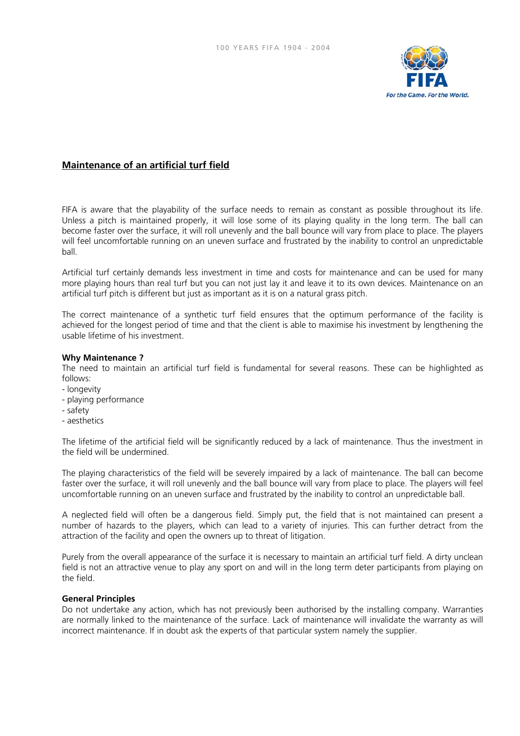## Maintenance of an artificial turf field

FIFA is aware that the playability of the surface needs to remain as constant as possible throughout its life. Unless a pitch is maintained properly, it will lose some of its playing quality in the long term. The ball can become faster over the surface, it will roll unevenly and the ball bounce will vary from place to place. The players will feel uncomfortable running on an uneven surface and frustrated by the inability to control an unpredictable ball.

Artificial turf certainly demands less investment in time and costs for maintenance and can be used for many more playing hours than real turf but you can not just lay it and leave it to its own devices. Maintenance on an artificial turf pitch is different but just as important as it is on a natural grass pitch.

The correct maintenance of a synthetic turf field ensures that the optimum performance of the facility is achieved for the longest period of time and that the client is able to maximise his investment by lengthening the usable lifetime of his investment.

**Why Maintenance ?**
The need to maintain an artificial turf field is fundamental for several reasons. These can be highlighted as follows:

- longevity
- playing performance
- safety
- aesthetics

The lifetime of the artificial field will be significantly reduced by a lack of maintenance. Thus the investment in the field will be undermined.

The playing characteristics of the field will be severely impaired by a lack of maintenance. The ball can become faster over the surface, it will roll unevenly and the ball bounce will vary from place to place. The players will feel uncomfortable running on an uneven surface and frustrated by the inability to control an unpredictable ball.

A neglected field will often be a dangerous field. Simply put, the field that is not maintained can present a number of hazards to the players, which can lead to a variety of injuries. This can further detract from the attraction of the facility and open the owners up to threat of litigation.

Purely from the overall appearance of the surface it is necessary to maintain an artificial turf field. A dirty unclean field is not an attractive venue to play any sport on and will in the long term deter participants from playing on the field.

**General Principles**
Do not undertake any action, which has not previously been authorised by the installing company. Warranties are normally linked to the maintenance of the surface. Lack of maintenance will invalidate the warranty as will incorrect maintenance. If in doubt ask the experts of that particular system namely the supplier.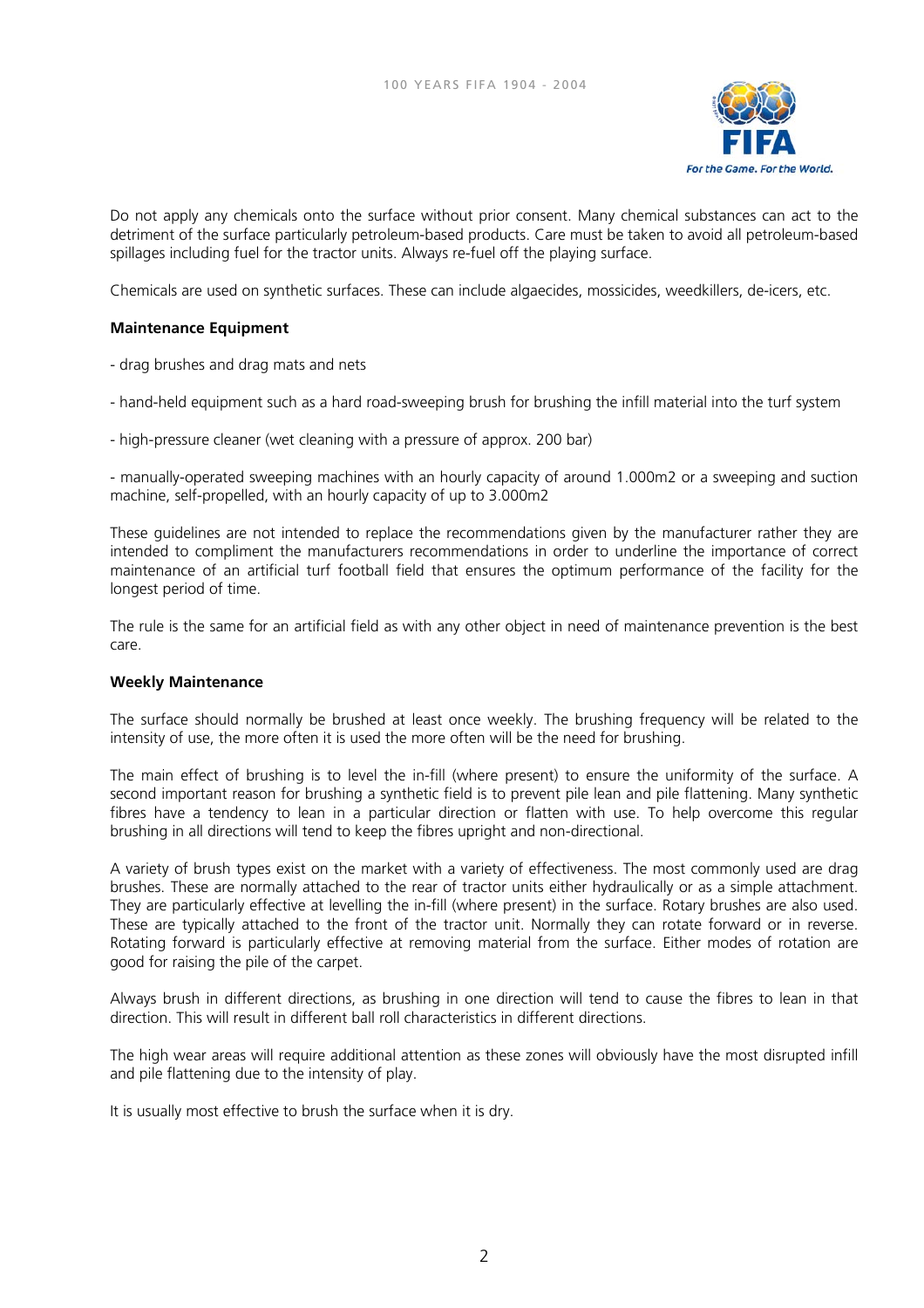Do not apply any chemicals onto the surface without prior consent. Many chemical substances can act to the detriment of the surface particularly petroleum-based products. Care must be taken to avoid all petroleum-based spillages including fuel for the tractor units. Always re-fuel off the playing surface.

Chemicals are used on synthetic surfaces. These can include algaecides, mossicides, weedkillers, de-icers, etc.

**Maintenance Equipment**

- drag brushes and drag mats and nets

- hand-held equipment such as a hard road-sweeping brush for brushing the infill material into the turf system

- high-pressure cleaner (wet cleaning with a pressure of approx. 200 bar)

- manually-operated sweeping machines with an hourly capacity of around 1.000m2 or a sweeping and suction machine, self-propelled, with an hourly capacity of up to 3.000m2

These guidelines are not intended to replace the recommendations given by the manufacturer rather they are intended to compliment the manufacturers recommendations in order to underline the importance of correct maintenance of an artificial turf football field that ensures the optimum performance of the facility for the longest period of time.

The rule is the same for an artificial field as with any other object in need of maintenance prevention is the best care.

**Weekly Maintenance**

The surface should normally be brushed at least once weekly. The brushing frequency will be related to the intensity of use, the more often it is used the more often will be the need for brushing.

The main effect of brushing is to level the in-fill (where present) to ensure the uniformity of the surface. A second important reason for brushing a synthetic field is to prevent pile lean and pile flattening. Many synthetic fibres have a tendency to lean in a particular direction or flatten with use. To help overcome this regular brushing in all directions will tend to keep the fibres upright and non-directional.

A variety of brush types exist on the market with a variety of effectiveness. The most commonly used are drag brushes. These are normally attached to the rear of tractor units either hydraulically or as a simple attachment. They are particularly effective at levelling the in-fill (where present) in the surface. Rotary brushes are also used. These are typically attached to the front of the tractor unit. Normally they can rotate forward or in reverse. Rotating forward is particularly effective at removing material from the surface. Either modes of rotation are good for raising the pile of the carpet.

Always brush in different directions, as brushing in one direction will tend to cause the fibres to lean in that direction. This will result in different ball roll characteristics in different directions.

The high wear areas will require additional attention as these zones will obviously have the most disrupted infill and pile flattening due to the intensity of play.

It is usually most effective to brush the surface when it is dry.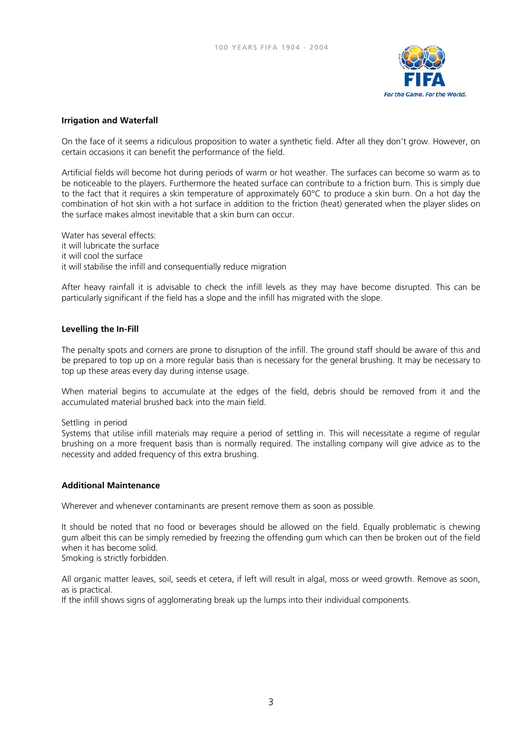### Irrigation and Waterfall

On the face of it seems a ridiculous proposition to water a synthetic field. After all they don't grow. However, on certain occasions it can benefit the performance of the field.

Artificial fields will become hot during periods of warm or hot weather. The surfaces can become so warm as to be noticeable to the players. Furthermore the heated surface can contribute to a friction burn. This is simply due to the fact that it requires a skin temperature of approximately 60°C to produce a skin burn. On a hot day the combination of hot skin with a hot surface in addition to the friction (heat) generated when the player slides on the surface makes almost inevitable that a skin burn can occur.

Water has several effects:
it will lubricate the surface
it will cool the surface
it will stabilise the infill and consequentially reduce migration

After heavy rainfall it is advisable to check the infill levels as they may have become disrupted. This can be particularly significant if the field has a slope and the infill has migrated with the slope.

### Levelling the In-Fill

The penalty spots and corners are prone to disruption of the infill. The ground staff should be aware of this and be prepared to top up on a more regular basis than is necessary for the general brushing. It may be necessary to top up these areas every day during intense usage.

When material begins to accumulate at the edges of the field, debris should be removed from it and the accumulated material brushed back into the main field.

Settling in period
Systems that utilise infill materials may require a period of settling in. This will necessitate a regime of regular brushing on a more frequent basis than is normally required. The installing company will give advice as to the necessity and added frequency of this extra brushing.

### Additional Maintenance

Wherever and whenever contaminants are present remove them as soon as possible.

It should be noted that no food or beverages should be allowed on the field. Equally problematic is chewing gum albeit this can be simply remedied by freezing the offending gum which can then be broken out of the field when it has become solid.
Smoking is strictly forbidden.

All organic matter leaves, soil, seeds et cetera, if left will result in algal, moss or weed growth. Remove as soon, as is practical.
If the infill shows signs of agglomerating break up the lumps into their individual components.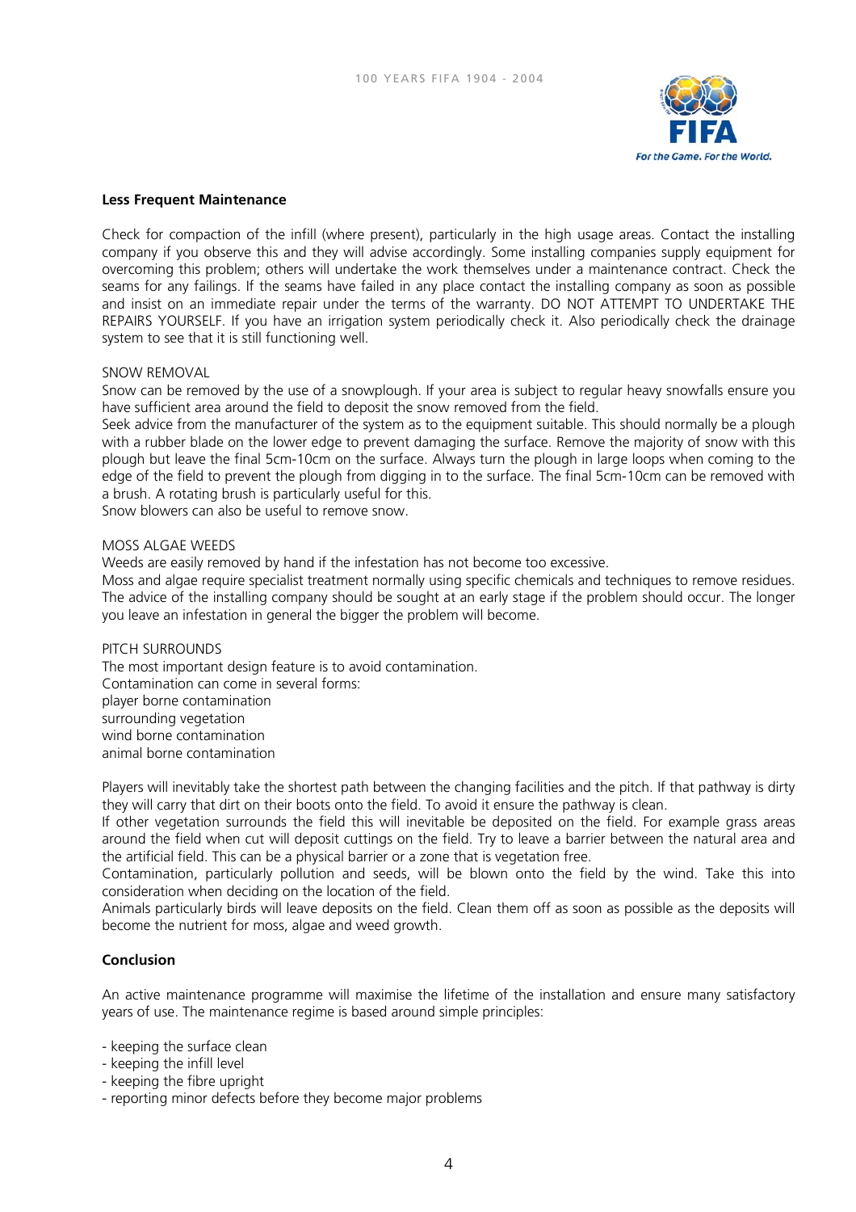## Less Frequent Maintenance

Check for compaction of the infill (where present), particularly in the high usage areas. Contact the installing company if you observe this and they will advise accordingly. Some installing companies supply equipment for overcoming this problem; others will undertake the work themselves under a maintenance contract. Check the seams for any failings. If the seams have failed in any place contact the installing company as soon as possible and insist on an immediate repair under the terms of the warranty. DO NOT ATTEMPT TO UNDERTAKE THE REPAIRS YOURSELF. If you have an irrigation system periodically check it. Also periodically check the drainage system to see that it is still functioning well.

SNOW REMOVAL

Snow can be removed by the use of a snowplough. If your area is subject to regular heavy snowfalls ensure you have sufficient area around the field to deposit the snow removed from the field.
Seek advice from the manufacturer of the system as to the equipment suitable. This should normally be a plough with a rubber blade on the lower edge to prevent damaging the surface. Remove the majority of snow with this plough but leave the final 5cm-10cm on the surface. Always turn the plough in large loops when coming to the edge of the field to prevent the plough from digging in to the surface. The final 5cm-10cm can be removed with a brush. A rotating brush is particularly useful for this.
Snow blowers can also be useful to remove snow.

MOSS ALGAE WEEDS

Weeds are easily removed by hand if the infestation has not become too excessive.
Moss and algae require specialist treatment normally using specific chemicals and techniques to remove residues. The advice of the installing company should be sought at an early stage if the problem should occur. The longer you leave an infestation in general the bigger the problem will become.

PITCH SURROUNDS

The most important design feature is to avoid contamination.
Contamination can come in several forms:
player borne contamination
surrounding vegetation
wind borne contamination
animal borne contamination

Players will inevitably take the shortest path between the changing facilities and the pitch. If that pathway is dirty they will carry that dirt on their boots onto the field. To avoid it ensure the pathway is clean.
If other vegetation surrounds the field this will inevitable be deposited on the field. For example grass areas around the field when cut will deposit cuttings on the field. Try to leave a barrier between the natural area and the artificial field. This can be a physical barrier or a zone that is vegetation free.
Contamination, particularly pollution and seeds, will be blown onto the field by the wind. Take this into consideration when deciding on the location of the field.
Animals particularly birds will leave deposits on the field. Clean them off as soon as possible as the deposits will become the nutrient for moss, algae and weed growth.

## Conclusion

An active maintenance programme will maximise the lifetime of the installation and ensure many satisfactory years of use. The maintenance regime is based around simple principles:

- keeping the surface clean
- keeping the infill level
- keeping the fibre upright
- reporting minor defects before they become major problems